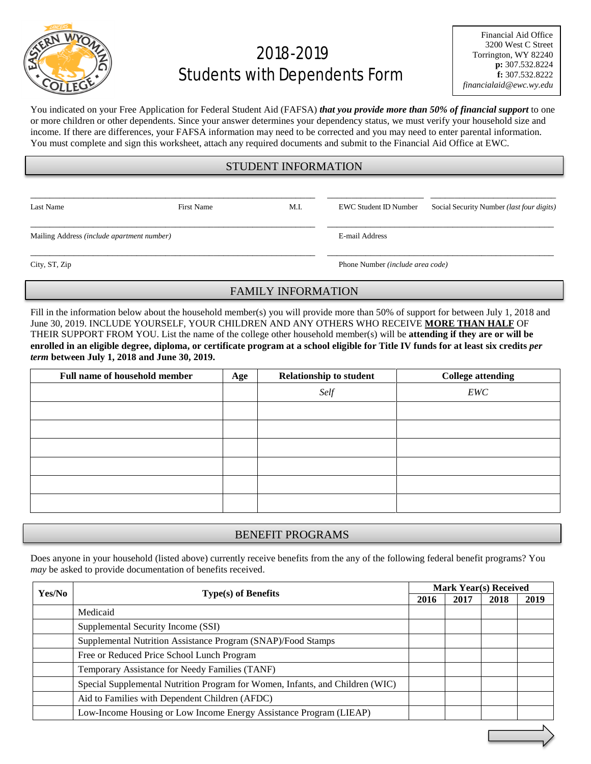# 2018-2019 Students with Dependents Form

Financial Aid Office
3200 West C Street
Torrington, WY 82240
**p:** 307.532.8224
**f:** 307.532.8222
*financialaid@ewc.wy.edu*

You indicated on your Free Application for Federal Student Aid (FAFSA) ***that you provide more than 50% of financial support*** to one or more children or other dependents. Since your answer determines your dependency status, we must verify your household size and income. If there are differences, your FAFSA information may need to be corrected and you may need to enter parental information. You must complete and sign this worksheet, attach any required documents and submit to the Financial Aid Office at EWC.

## STUDENT INFORMATION

Last Name ______ First Name ______ M.I. ______ EWC Student ID Number ______ Social Security Number *(last four digits)* ______

Mailing Address *(include apartment number)* ______ E-mail Address ______

City, ST, Zip ______ Phone Number *(include area code)* ______

## FAMILY INFORMATION

Fill in the information below about the household member(s) you will provide more than 50% of support for between July 1, 2018 and June 30, 2019. INCLUDE YOURSELF, YOUR CHILDREN AND ANY OTHERS WHO RECEIVE **MORE THAN HALF** OF THEIR SUPPORT FROM YOU. List the name of the college other household member(s) will be **attending if they are or will be enrolled in an eligible degree, diploma, or certificate program at a school eligible for Title IV funds for at least six credits *per term* between July 1, 2018 and June 30, 2019.**

| Full name of household member | Age | Relationship to student | College attending |
|---|---|---|---|
| | | *Self* | *EWC* |
| | | | |
| | | | |
| | | | |
| | | | |
| | | | |
| | | | |

## BENEFIT PROGRAMS

Does anyone in your household (listed above) currently receive benefits from the any of the following federal benefit programs? You *may* be asked to provide documentation of benefits received.

| Yes/No | Type(s) of Benefits | Mark Year(s) Received | | | |
|---|---|---|---|---|---|
| | | 2016 | 2017 | 2018 | 2019 |
| | Medicaid | | | | |
| | Supplemental Security Income (SSI) | | | | |
| | Supplemental Nutrition Assistance Program (SNAP)/Food Stamps | | | | |
| | Free or Reduced Price School Lunch Program | | | | |
| | Temporary Assistance for Needy Families (TANF) | | | | |
| | Special Supplemental Nutrition Program for Women, Infants, and Children (WIC) | | | | |
| | Aid to Families with Dependent Children (AFDC) | | | | |
| | Low-Income Housing or Low Income Energy Assistance Program (LIEAP) | | | | |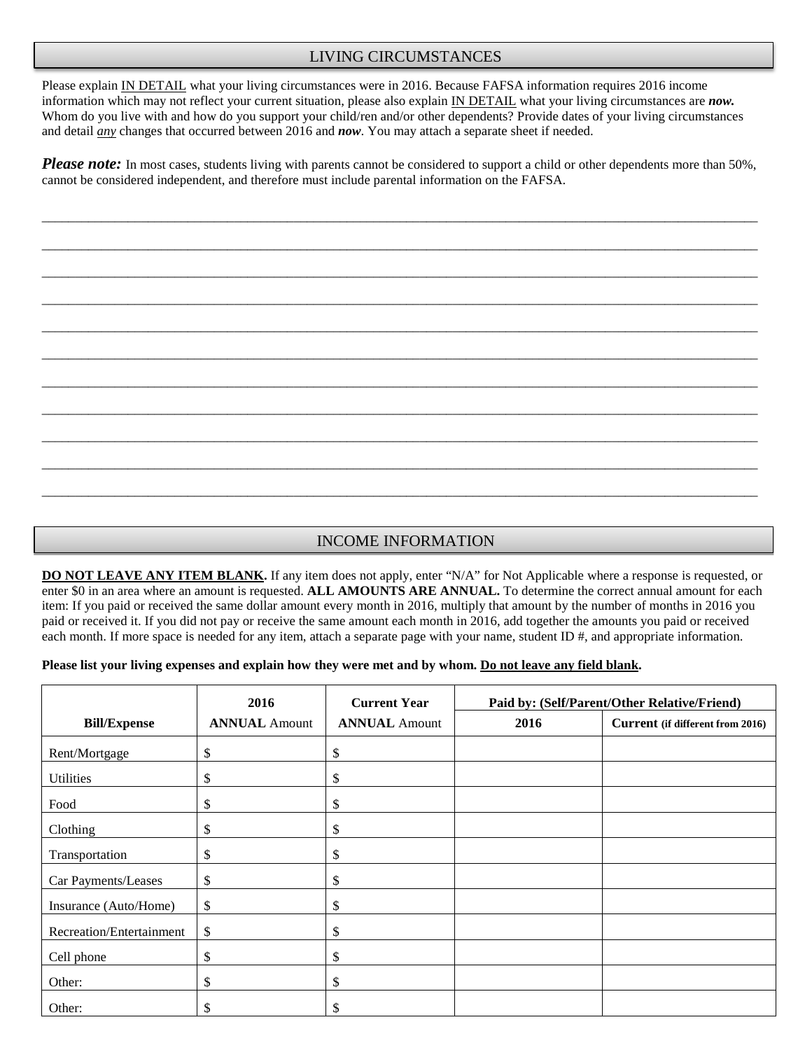## LIVING CIRCUMSTANCES

Please explain <u>IN DETAIL</u> what your living circumstances were in 2016. Because FAFSA information requires 2016 income information which may not reflect your current situation, please also explain <u>IN DETAIL</u> what your living circumstances are ***now.*** Whom do you live with and how do you support your child/ren and/or other dependents? Provide dates of your living circumstances and detail ***any*** changes that occurred between 2016 and ***now***. You may attach a separate sheet if needed.

***Please note:*** In most cases, students living with parents cannot be considered to support a child or other dependents more than 50%, cannot be considered independent, and therefore must include parental information on the FAFSA.

___________________________________________________________________________________________

___________________________________________________________________________________________

___________________________________________________________________________________________

___________________________________________________________________________________________

___________________________________________________________________________________________

___________________________________________________________________________________________

___________________________________________________________________________________________

___________________________________________________________________________________________

___________________________________________________________________________________________

___________________________________________________________________________________________

___________________________________________________________________________________________

## INCOME INFORMATION

**<u>DO NOT LEAVE ANY ITEM BLANK</u>.** If any item does not apply, enter "N/A" for Not Applicable where a response is requested, or enter $0 in an area where an amount is requested. **ALL AMOUNTS ARE ANNUAL.** To determine the correct annual amount for each item: If you paid or received the same dollar amount every month in 2016, multiply that amount by the number of months in 2016 you paid or received it. If you did not pay or receive the same amount each month in 2016, add together the amounts you paid or received each month. If more space is needed for any item, attach a separate page with your name, student ID #, and appropriate information.

**Please list your living expenses and explain how they were met and by whom. <u>Do not leave any field blank</u>.**

| Bill/Expense | 2016 **ANNUAL** Amount | Current Year **ANNUAL** Amount | Paid by: (Self/Parent/Other Relative/Friend) | |
|---|---|---|---|---|
| | | | **2016** | **Current (if different from 2016)** |
| Rent/Mortgage | $ | $ | | |
| Utilities | $ | $ | | |
| Food | $ | $ | | |
| Clothing | $ | $ | | |
| Transportation | $ | $ | | |
| Car Payments/Leases | $ | $ | | |
| Insurance (Auto/Home) | $ | $ | | |
| Recreation/Entertainment | $ | $ | | |
| Cell phone | $ | $ | | |
| Other: | $ | $ | | |
| Other: | $ | $ | | |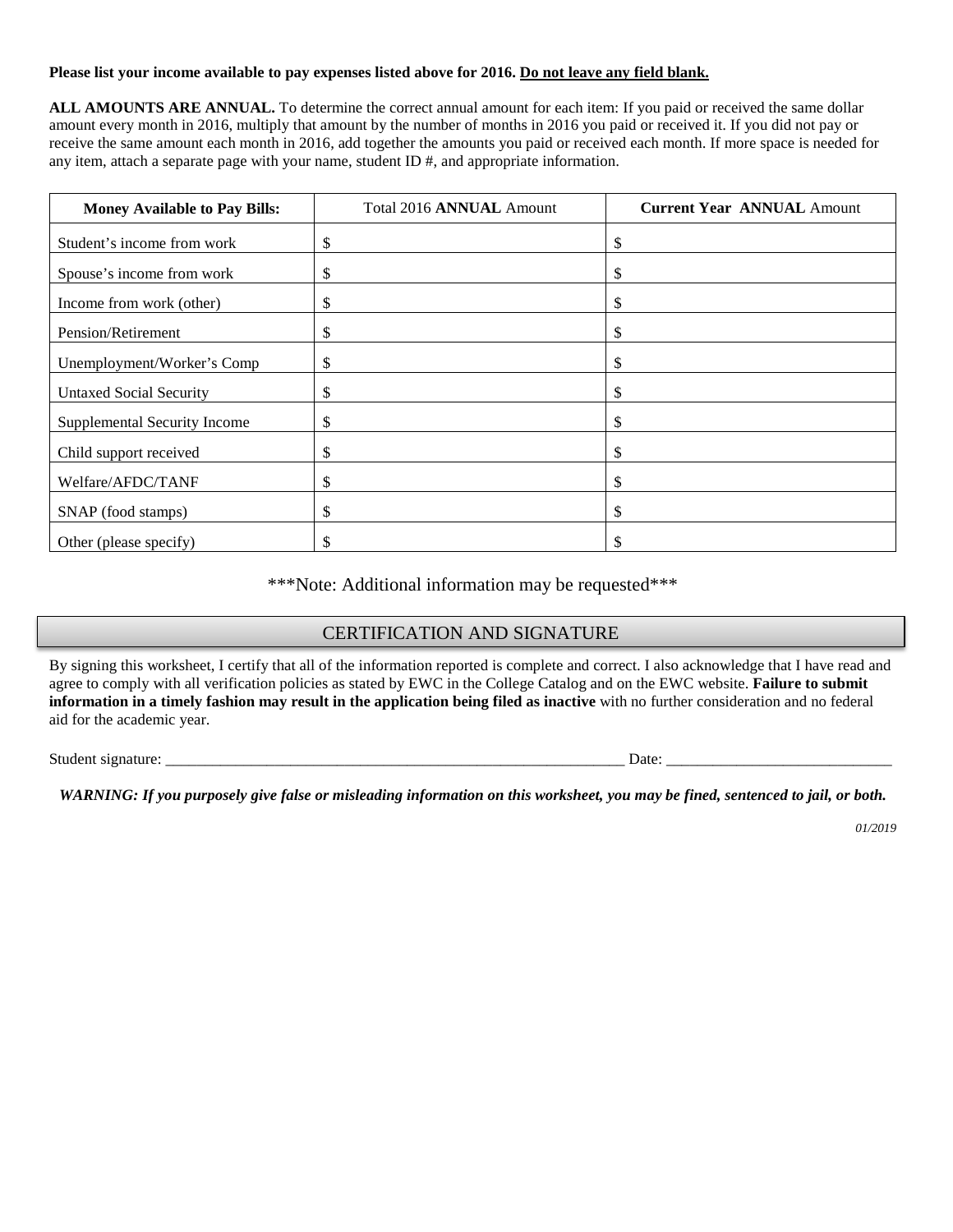**Please list your income available to pay expenses listed above for 2016. <u>Do not leave any field blank.</u>**

**ALL AMOUNTS ARE ANNUAL.** To determine the correct annual amount for each item: If you paid or received the same dollar amount every month in 2016, multiply that amount by the number of months in 2016 you paid or received it. If you did not pay or receive the same amount each month in 2016, add together the amounts you paid or received each month. If more space is needed for any item, attach a separate page with your name, student ID #, and appropriate information.

| **Money Available to Pay Bills:** | Total 2016 **ANNUAL** Amount | **Current Year ANNUAL** Amount |
|---|---|---|
| Student's income from work | $ | $ |
| Spouse's income from work | $ | $ |
| Income from work (other) | $ | $ |
| Pension/Retirement | $ | $ |
| Unemployment/Worker's Comp | $ | $ |
| Untaxed Social Security | $ | $ |
| Supplemental Security Income | $ | $ |
| Child support received | $ | $ |
| Welfare/AFDC/TANF | $ | $ |
| SNAP (food stamps) | $ | $ |
| Other (please specify) | $ | $ |

***Note: Additional information may be requested***

## CERTIFICATION AND SIGNATURE

By signing this worksheet, I certify that all of the information reported is complete and correct. I also acknowledge that I have read and agree to comply with all verification policies as stated by EWC in the College Catalog and on the EWC website. **Failure to submit information in a timely fashion may result in the application being filed as inactive** with no further consideration and no federal aid for the academic year.

Student signature: ____________________________________________________________ Date: ____________________________

***WARNING: If you purposely give false or misleading information on this worksheet, you may be fined, sentenced to jail, or both.***

*01/2019*